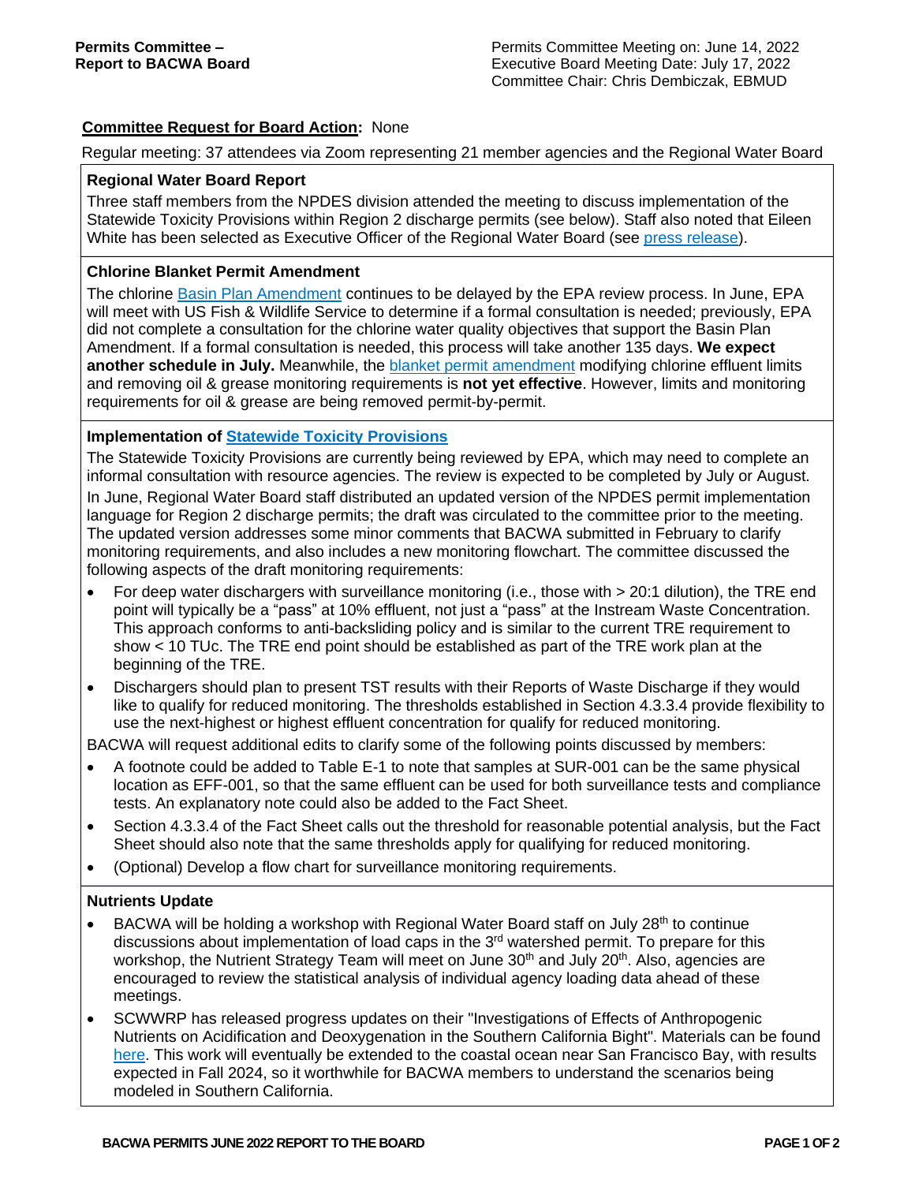**Permits Committee – Report to BACWA Board**

Permits Committee Meeting on: June 14, 2022
Executive Board Meeting Date: July 17, 2022
Committee Chair: Chris Dembiczak, EBMUD

**Committee Request for Board Action:** None

Regular meeting: 37 attendees via Zoom representing 21 member agencies and the Regional Water Board

**Regional Water Board Report**

Three staff members from the NPDES division attended the meeting to discuss implementation of the Statewide Toxicity Provisions within Region 2 discharge permits (see below). Staff also noted that Eileen White has been selected as Executive Officer of the Regional Water Board (see press release).

**Chlorine Blanket Permit Amendment**

The chlorine Basin Plan Amendment continues to be delayed by the EPA review process. In June, EPA will meet with US Fish & Wildlife Service to determine if a formal consultation is needed; previously, EPA did not complete a consultation for the chlorine water quality objectives that support the Basin Plan Amendment. If a formal consultation is needed, this process will take another 135 days. **We expect another schedule in July.** Meanwhile, the blanket permit amendment modifying chlorine effluent limits and removing oil & grease monitoring requirements is **not yet effective**. However, limits and monitoring requirements for oil & grease are being removed permit-by-permit.

**Implementation of Statewide Toxicity Provisions**

The Statewide Toxicity Provisions are currently being reviewed by EPA, which may need to complete an informal consultation with resource agencies. The review is expected to be completed by July or August. In June, Regional Water Board staff distributed an updated version of the NPDES permit implementation language for Region 2 discharge permits; the draft was circulated to the committee prior to the meeting. The updated version addresses some minor comments that BACWA submitted in February to clarify monitoring requirements, and also includes a new monitoring flowchart. The committee discussed the following aspects of the draft monitoring requirements:

- For deep water dischargers with surveillance monitoring (i.e., those with > 20:1 dilution), the TRE end point will typically be a "pass" at 10% effluent, not just a "pass" at the Instream Waste Concentration. This approach conforms to anti-backsliding policy and is similar to the current TRE requirement to show < 10 TUc. The TRE end point should be established as part of the TRE work plan at the beginning of the TRE.
- Dischargers should plan to present TST results with their Reports of Waste Discharge if they would like to qualify for reduced monitoring. The thresholds established in Section 4.3.3.4 provide flexibility to use the next-highest or highest effluent concentration for qualify for reduced monitoring.

BACWA will request additional edits to clarify some of the following points discussed by members:

- A footnote could be added to Table E-1 to note that samples at SUR-001 can be the same physical location as EFF-001, so that the same effluent can be used for both surveillance tests and compliance tests. An explanatory note could also be added to the Fact Sheet.
- Section 4.3.3.4 of the Fact Sheet calls out the threshold for reasonable potential analysis, but the Fact Sheet should also note that the same thresholds apply for qualifying for reduced monitoring.
- (Optional) Develop a flow chart for surveillance monitoring requirements.

**Nutrients Update**

- BACWA will be holding a workshop with Regional Water Board staff on July 28th to continue discussions about implementation of load caps in the 3rd watershed permit. To prepare for this workshop, the Nutrient Strategy Team will meet on June 30th and July 20th. Also, agencies are encouraged to review the statistical analysis of individual agency loading data ahead of these meetings.
- SCWWRP has released progress updates on their "Investigations of Effects of Anthropogenic Nutrients on Acidification and Deoxygenation in the Southern California Bight". Materials can be found here. This work will eventually be extended to the coastal ocean near San Francisco Bay, with results expected in Fall 2024, so it worthwhile for BACWA members to understand the scenarios being modeled in Southern California.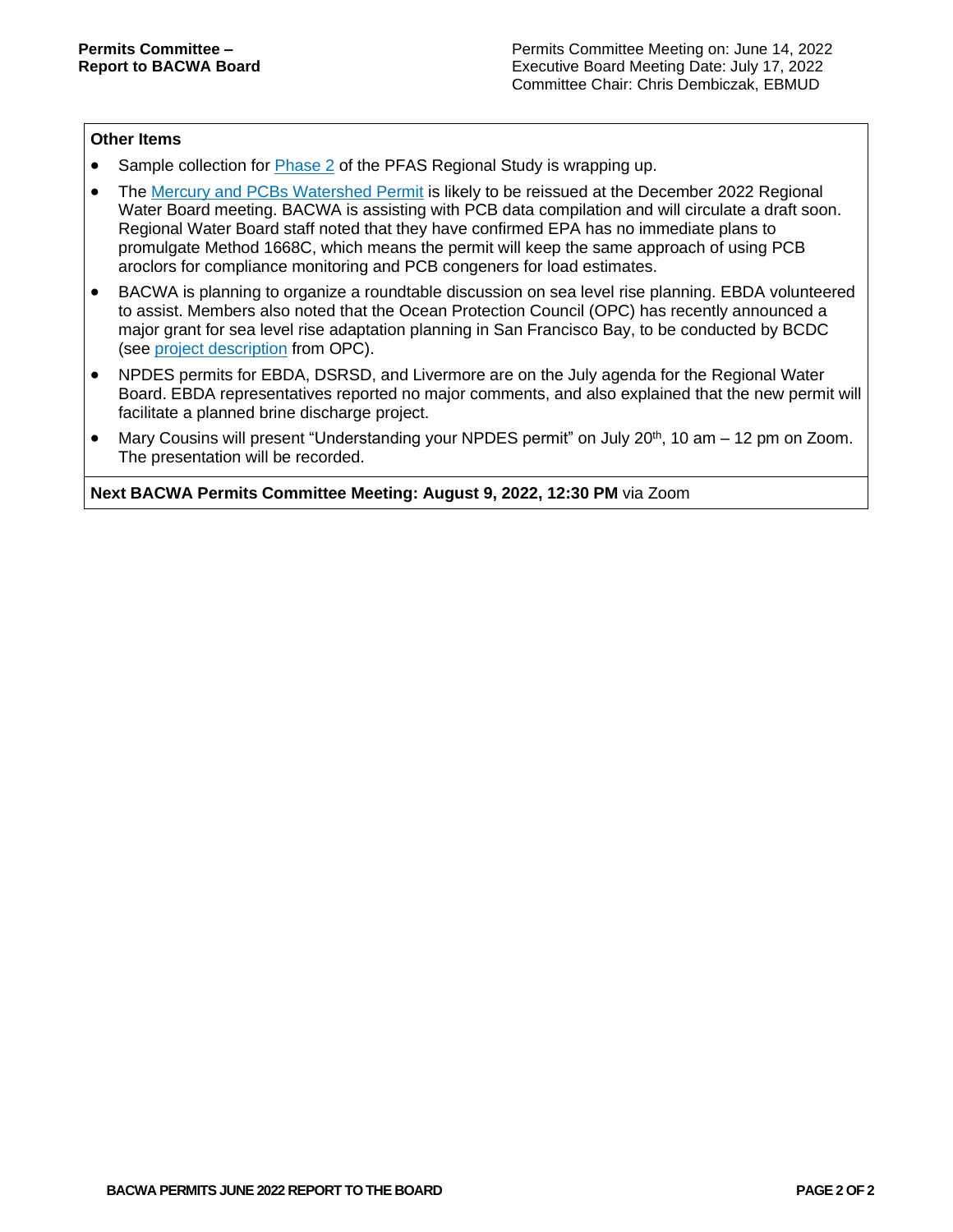**Other Items**

- Sample collection for Phase 2 of the PFAS Regional Study is wrapping up.
- The Mercury and PCBs Watershed Permit is likely to be reissued at the December 2022 Regional Water Board meeting. BACWA is assisting with PCB data compilation and will circulate a draft soon. Regional Water Board staff noted that they have confirmed EPA has no immediate plans to promulgate Method 1668C, which means the permit will keep the same approach of using PCB aroclors for compliance monitoring and PCB congeners for load estimates.
- BACWA is planning to organize a roundtable discussion on sea level rise planning. EBDA volunteered to assist. Members also noted that the Ocean Protection Council (OPC) has recently announced a major grant for sea level rise adaptation planning in San Francisco Bay, to be conducted by BCDC (see project description from OPC).
- NPDES permits for EBDA, DSRSD, and Livermore are on the July agenda for the Regional Water Board. EBDA representatives reported no major comments, and also explained that the new permit will facilitate a planned brine discharge project.
- Mary Cousins will present "Understanding your NPDES permit" on July 20th, 10 am – 12 pm on Zoom. The presentation will be recorded.

**Next BACWA Permits Committee Meeting: August 9, 2022, 12:30 PM** via Zoom